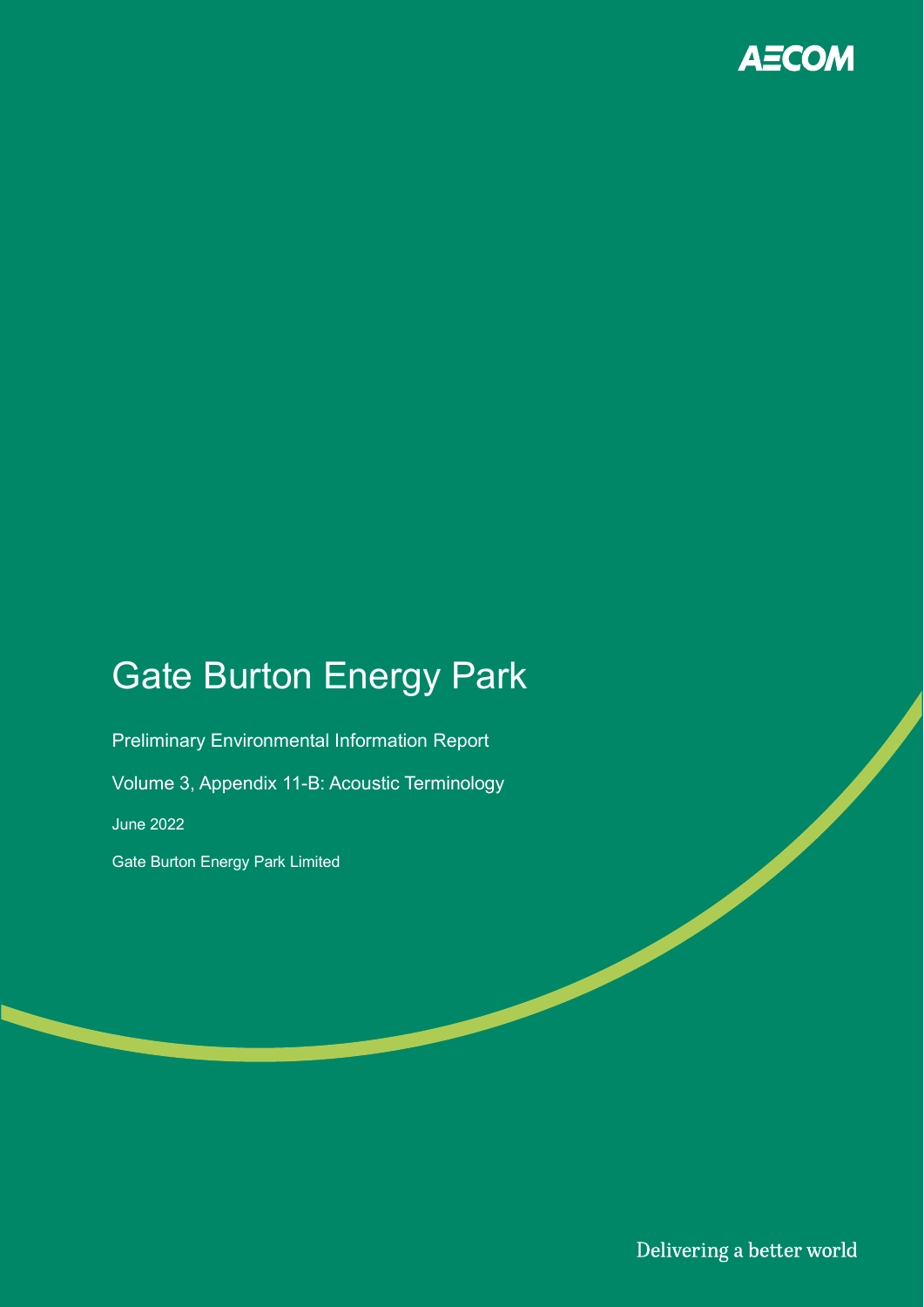AECOM

# Gate Burton Energy Park

Preliminary Environmental Information Report

Volume 3, Appendix 11-B: Acoustic Terminology

June 2022

Gate Burton Energy Park Limited

Delivering a better world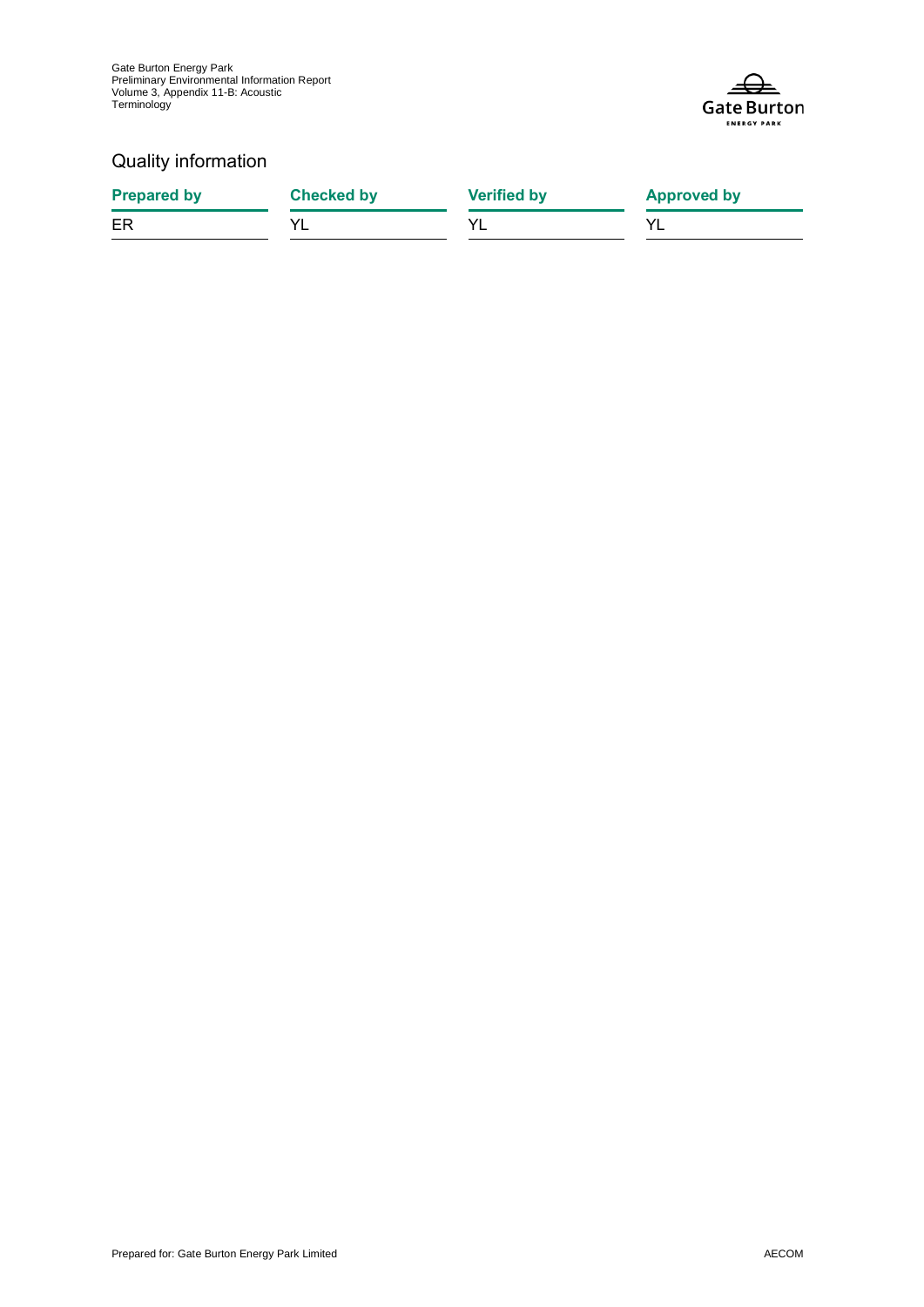## Quality information

| Prepared by | Checked by | Verified by | Approved by |
| --- | --- | --- | --- |
| ER | YL | YL | YL |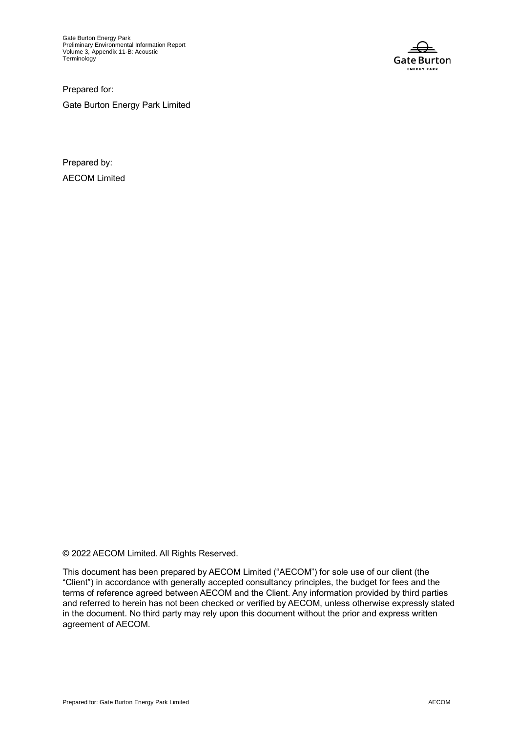Prepared for:

Gate Burton Energy Park Limited

Prepared by:

AECOM Limited

© 2022 AECOM Limited. All Rights Reserved.

This document has been prepared by AECOM Limited ("AECOM") for sole use of our client (the "Client") in accordance with generally accepted consultancy principles, the budget for fees and the terms of reference agreed between AECOM and the Client. Any information provided by third parties and referred to herein has not been checked or verified by AECOM, unless otherwise expressly stated in the document. No third party may rely upon this document without the prior and express written agreement of AECOM.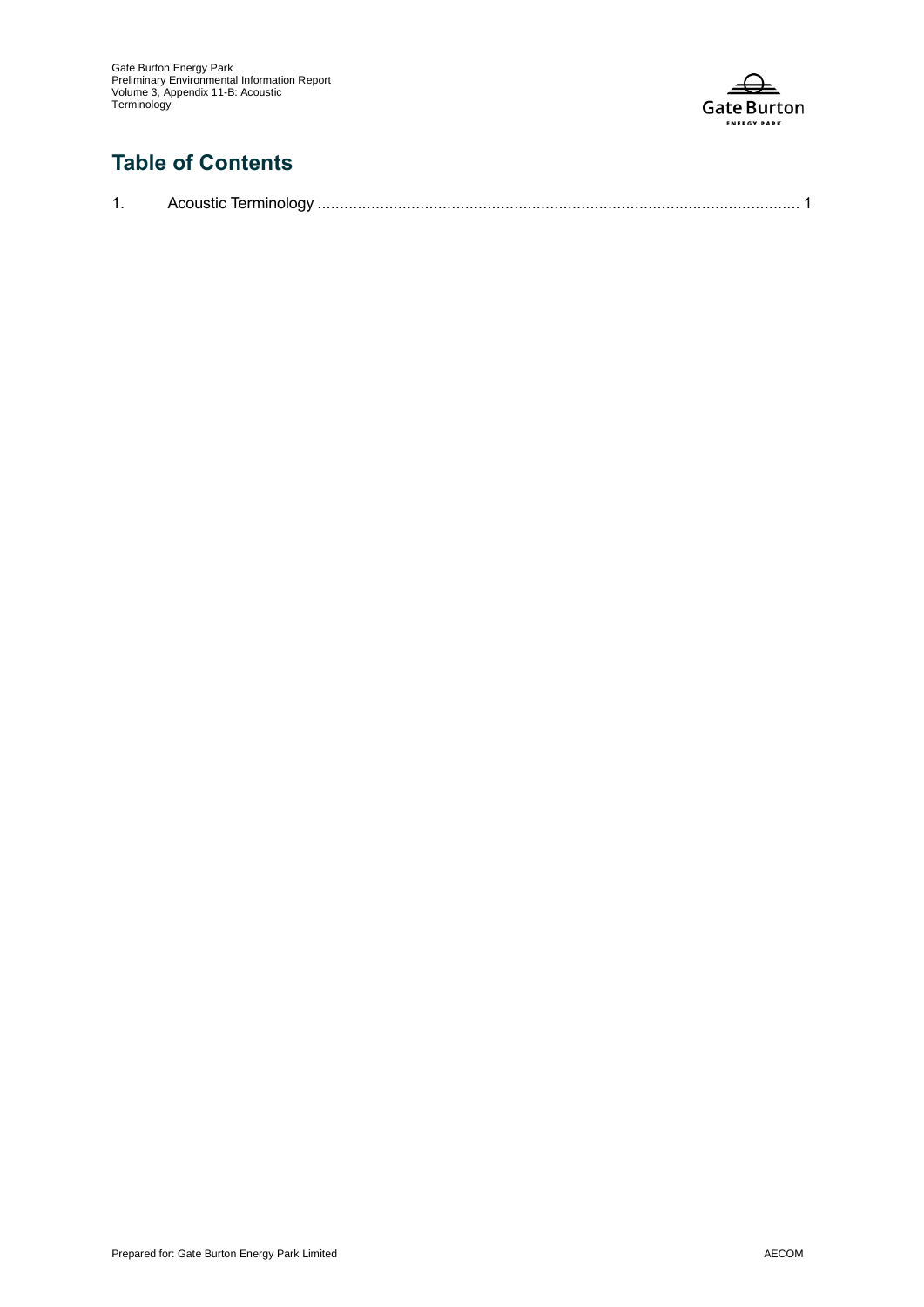# Table of Contents

1. Acoustic Terminology .......................................................................................................... 1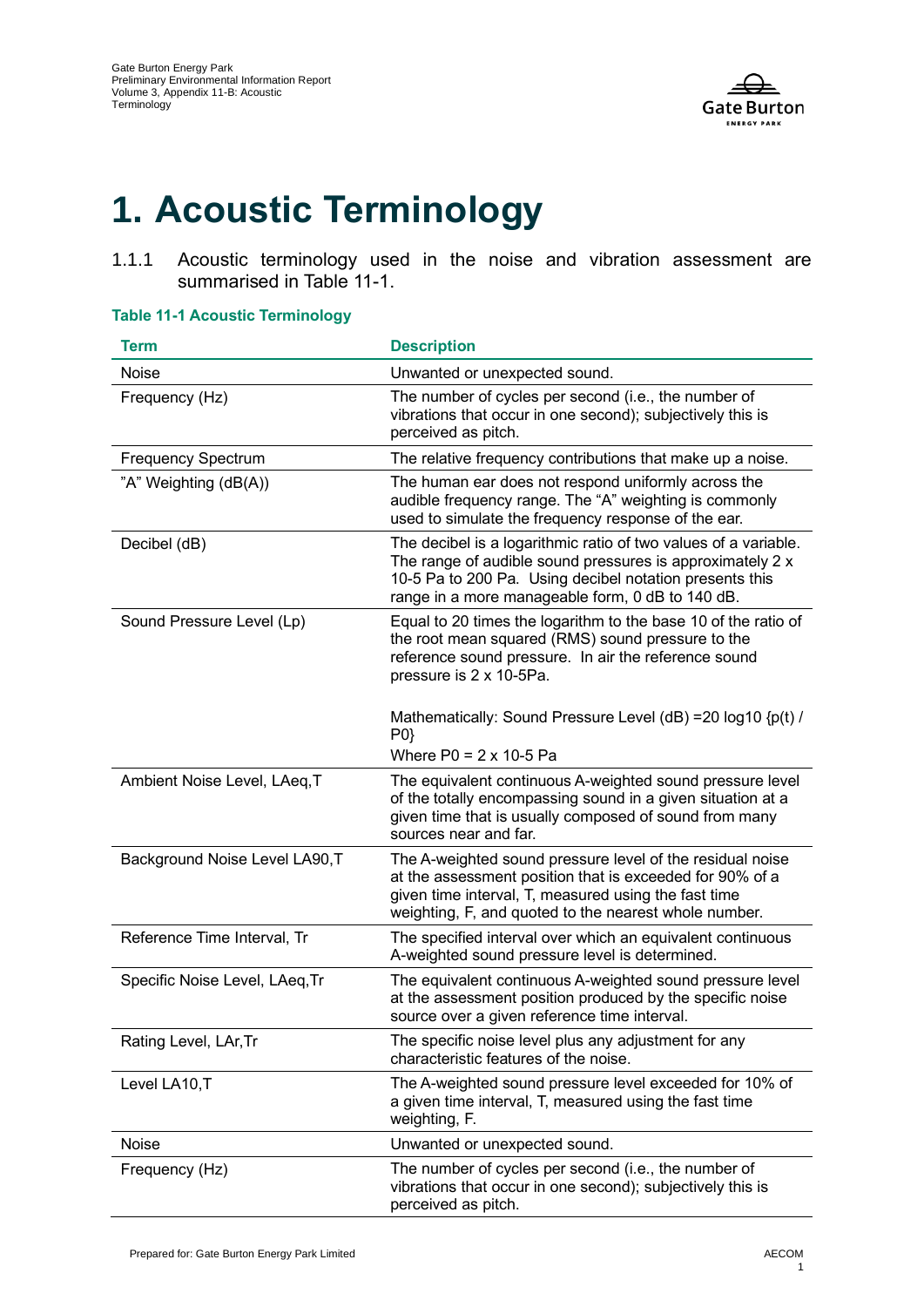# 1. Acoustic Terminology

1.1.1 Acoustic terminology used in the noise and vibration assessment are summarised in Table 11-1.

**Table 11-1 Acoustic Terminology**

| Term | Description |
|---|---|
| Noise | Unwanted or unexpected sound. |
| Frequency (Hz) | The number of cycles per second (i.e., the number of vibrations that occur in one second); subjectively this is perceived as pitch. |
| Frequency Spectrum | The relative frequency contributions that make up a noise. |
| "A" Weighting (dB(A)) | The human ear does not respond uniformly across the audible frequency range. The "A" weighting is commonly used to simulate the frequency response of the ear. |
| Decibel (dB) | The decibel is a logarithmic ratio of two values of a variable. The range of audible sound pressures is approximately 2 x 10-5 Pa to 200 Pa. Using decibel notation presents this range in a more manageable form, 0 dB to 140 dB. |
| Sound Pressure Level (Lp) | Equal to 20 times the logarithm to the base 10 of the ratio of the root mean squared (RMS) sound pressure to the reference sound pressure. In air the reference sound pressure is 2 x 10-5Pa. <br><br> Mathematically: Sound Pressure Level (dB) =20 log10 {p(t) / P0} <br> Where P0 = 2 x 10-5 Pa |
| Ambient Noise Level, LAeq,T | The equivalent continuous A-weighted sound pressure level of the totally encompassing sound in a given situation at a given time that is usually composed of sound from many sources near and far. |
| Background Noise Level LA90,T | The A-weighted sound pressure level of the residual noise at the assessment position that is exceeded for 90% of a given time interval, T, measured using the fast time weighting, F, and quoted to the nearest whole number. |
| Reference Time Interval, Tr | The specified interval over which an equivalent continuous A-weighted sound pressure level is determined. |
| Specific Noise Level, LAeq,Tr | The equivalent continuous A-weighted sound pressure level at the assessment position produced by the specific noise source over a given reference time interval. |
| Rating Level, LAr,Tr | The specific noise level plus any adjustment for any characteristic features of the noise. |
| Level LA10,T | The A-weighted sound pressure level exceeded for 10% of a given time interval, T, measured using the fast time weighting, F. |
| Noise | Unwanted or unexpected sound. |
| Frequency (Hz) | The number of cycles per second (i.e., the number of vibrations that occur in one second); subjectively this is perceived as pitch. |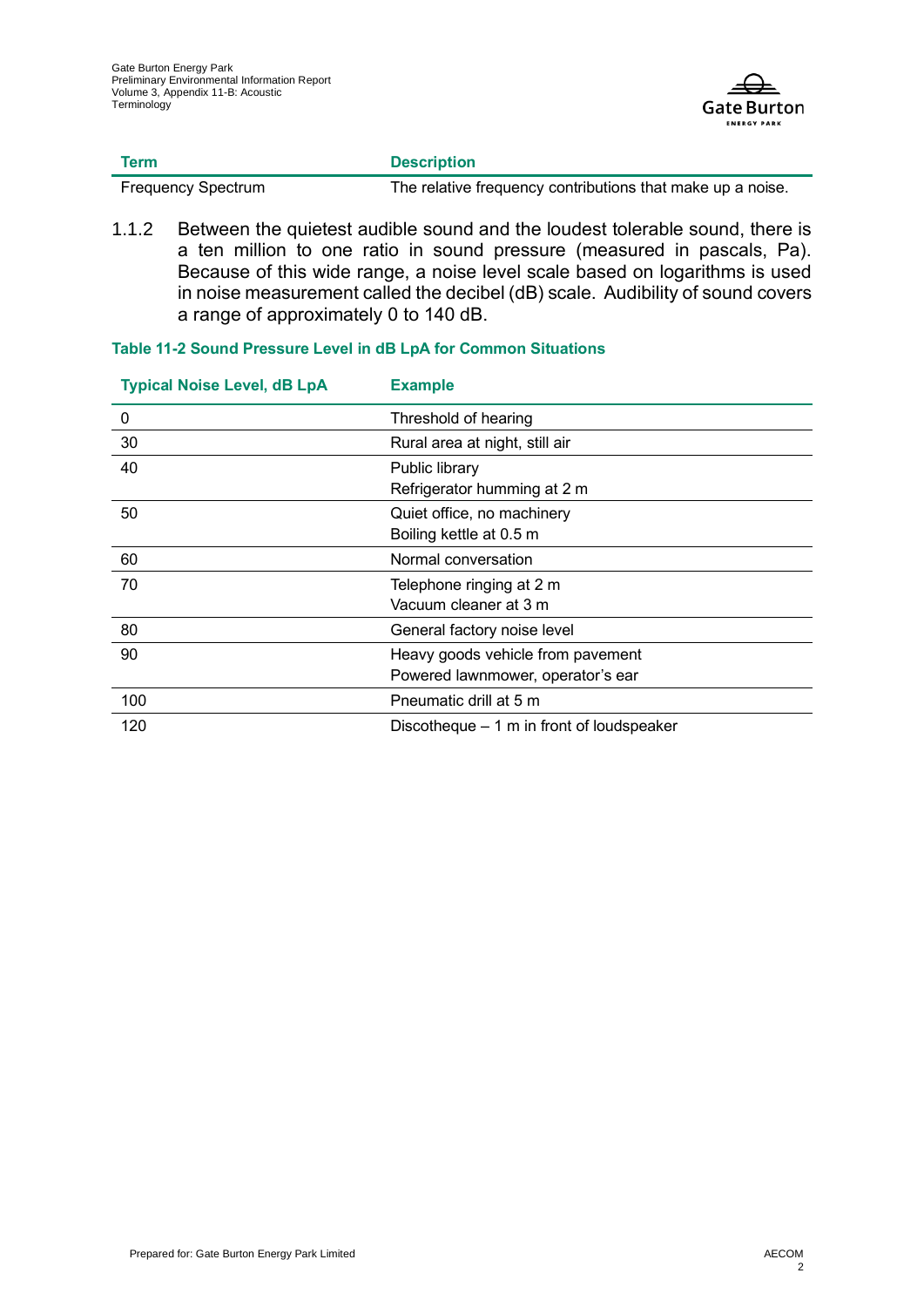| Term | Description |
|---|---|
| Frequency Spectrum | The relative frequency contributions that make up a noise. |

1.1.2 Between the quietest audible sound and the loudest tolerable sound, there is a ten million to one ratio in sound pressure (measured in pascals, Pa). Because of this wide range, a noise level scale based on logarithms is used in noise measurement called the decibel (dB) scale. Audibility of sound covers a range of approximately 0 to 140 dB.

**Table 11-2 Sound Pressure Level in dB LpA for Common Situations**

| Typical Noise Level, dB LpA | Example |
|---|---|
| 0 | Threshold of hearing |
| 30 | Rural area at night, still air |
| 40 | Public library<br>Refrigerator humming at 2 m |
| 50 | Quiet office, no machinery<br>Boiling kettle at 0.5 m |
| 60 | Normal conversation |
| 70 | Telephone ringing at 2 m<br>Vacuum cleaner at 3 m |
| 80 | General factory noise level |
| 90 | Heavy goods vehicle from pavement<br>Powered lawnmower, operator's ear |
| 100 | Pneumatic drill at 5 m |
| 120 | Discotheque – 1 m in front of loudspeaker |